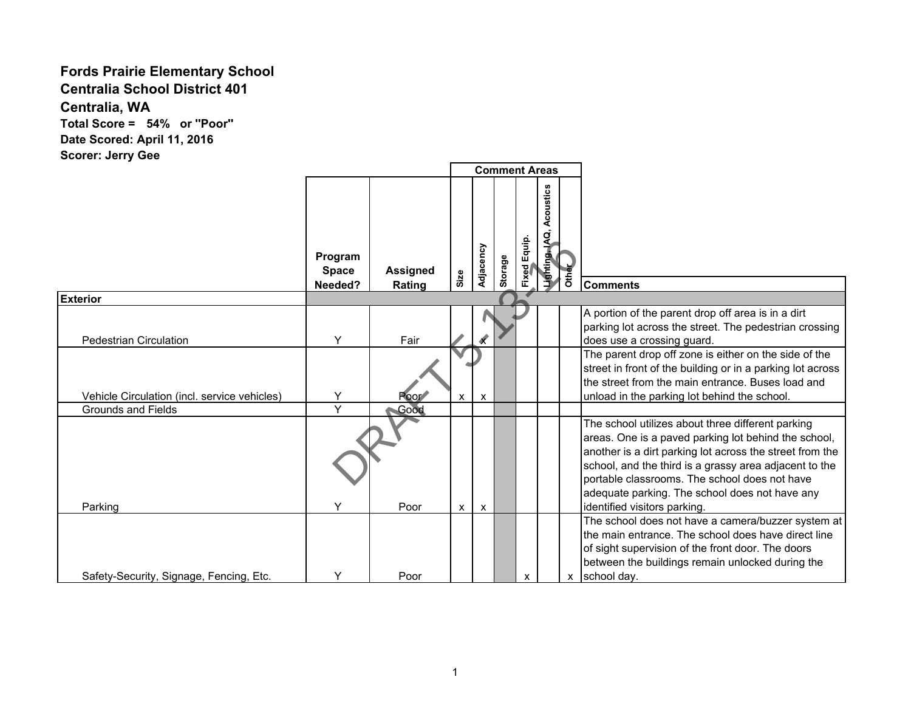**Fords Prairie Elementary School**
**Centralia School District 401**
**Centralia, WA**
**Total Score = 54% or "Poor"**
**Date Scored: April 11, 2016**
**Scorer: Jerry Gee**

DRAFT 5-13-16

| | Program Space Needed? | Assigned Rating | Comment Areas | | | | | | Comments |
|---|---|---|---|---|---|---|---|---|---|
| | | | Size | Adjacency | Storage | Fixed Equip. | Lighting, IAQ, Acoustics | Other | |
| **Exterior** | | | | | | | | | |
| Pedestrian Circulation | Y | Fair | | x | | | | | A portion of the parent drop off area is in a dirt parking lot across the street. The pedestrian crossing does use a crossing guard. |
| Vehicle Circulation (incl. service vehicles) | Y | Poor | x | x | | | | | The parent drop off zone is either on the side of the street in front of the building or in a parking lot across the street from the main entrance. Buses load and unload in the parking lot behind the school. |
| Grounds and Fields | Y | Good | | | | | | | |
| Parking | Y | Poor | x | x | | | | | The school utilizes about three different parking areas. One is a paved parking lot behind the school, another is a dirt parking lot across the street from the school, and the third is a grassy area adjacent to the portable classrooms. The school does not have adequate parking. The school does not have any identified visitors parking. |
| Safety-Security, Signage, Fencing, Etc. | Y | Poor | | | | x | | x | The school does not have a camera/buzzer system at the main entrance. The school does have direct line of sight supervision of the front door. The doors between the buildings remain unlocked during the school day. |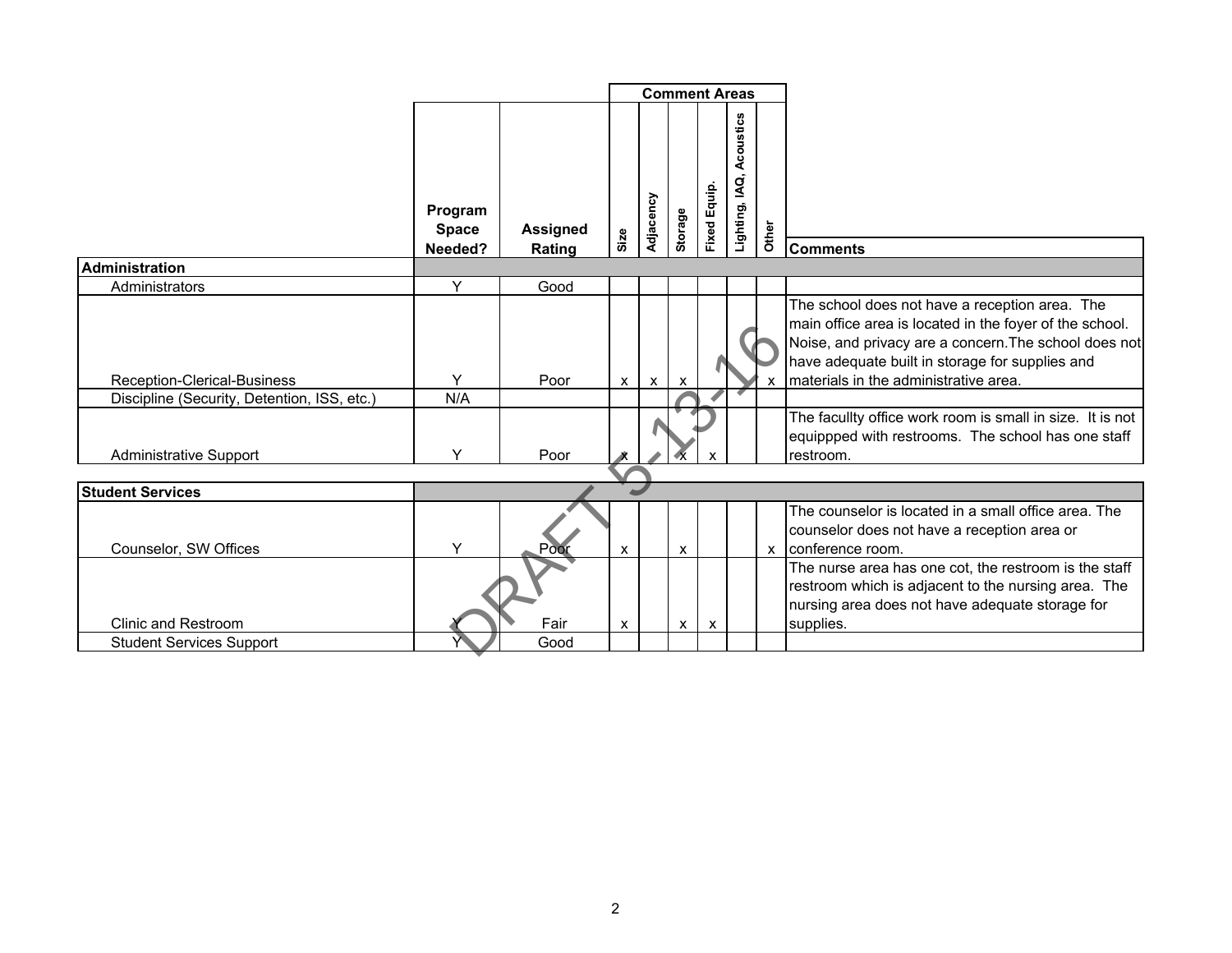| | Program Space Needed? | Assigned Rating | Comment Areas | | | | | | Comments |
|---|---|---|---|---|---|---|---|---|---|
| | | | Size | Adjacency | Storage | Fixed Equip. | Lighting, IAQ, Acoustics | Other | |
| **Administration** | | | | | | | | | |
| Administrators | Y | Good | | | | | | | |
| Reception-Clerical-Business | Y | Poor | x | x | x | | | x | The school does not have a reception area. The main office area is located in the foyer of the school. Noise, and privacy are a concern.The school does not have adequate built in storage for supplies and materials in the administrative area. |
| Discipline (Security, Detention, ISS, etc.) | N/A | | | | | | | | |
| Administrative Support | Y | Poor | x | | x | x | | | The facullty office work room is small in size. It is not equippped with restrooms. The school has one staff restroom. |
| **Student Services** | | | | | | | | | |
| Counselor, SW Offices | Y | Poor | x | | x | | | x | The counselor is located in a small office area. The counselor does not have a reception area or conference room. |
| Clinic and Restroom | Y | Fair | x | | x | x | | | The nurse area has one cot, the restroom is the staff restroom which is adjacent to the nursing area. The nursing area does not have adequate storage for supplies. |
| Student Services Support | Y | Good | | | | | | | |

DRAFT 5-13-16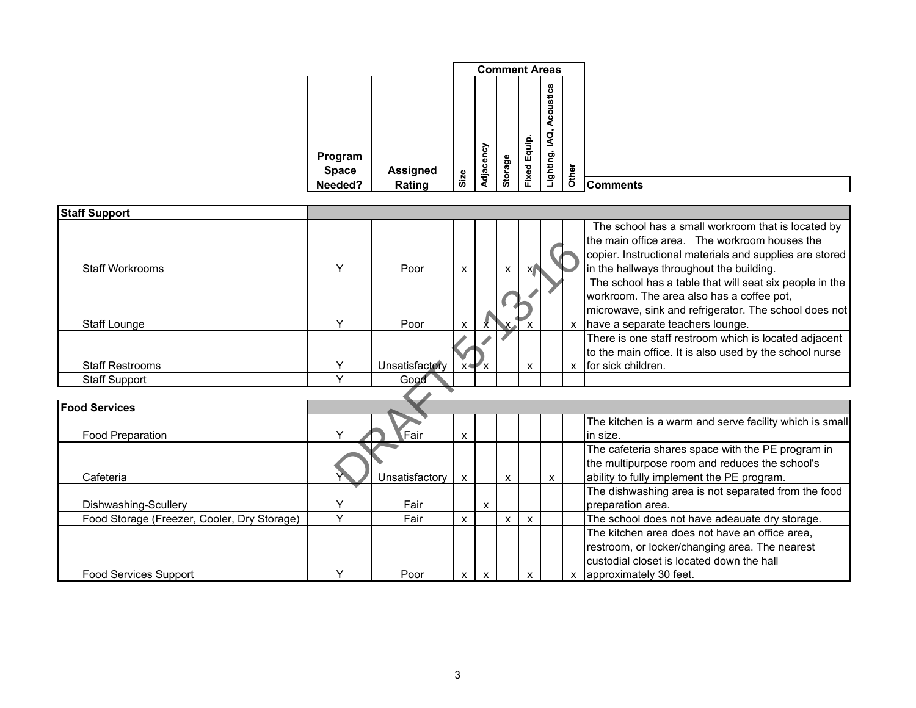| | Program Space Needed? | Assigned Rating | Size | Adjacency | Storage | Fixed Equip. | Lighting, IAQ, Acoustics | Other | Comments |
|---|---|---|---|---|---|---|---|---|---|
| **Staff Support** | | | | | | | | | |
| Staff Workrooms | Y | Poor | x | | x | x | | | The school has a small workroom that is located by the main office area. The workroom houses the copier. Instructional materials and supplies are stored in the hallways throughout the building. |
| Staff Lounge | Y | Poor | x | x | x | x | | x | The school has a table that will seat six people in the workroom. The area also has a coffee pot, microwave, sink and refrigerator. The school does not have a separate teachers lounge. |
| Staff Restrooms | Y | Unsatisfactory | x | x | | x | | x | There is one staff restroom which is located adjacent to the main office. It is also used by the school nurse for sick children. |
| Staff Support | Y | Good | | | | | | | |
| **Food Services** | | | | | | | | | |
| Food Preparation | Y | Fair | x | | | | | | The kitchen is a warm and serve facility which is small in size. |
| Cafeteria | Y | Unsatisfactory | x | | x | | x | | The cafeteria shares space with the PE program in the multipurpose room and reduces the school's ability to fully implement the PE program. |
| Dishwashing-Scullery | Y | Fair | | x | | | | | The dishwashing area is not separated from the food preparation area. |
| Food Storage (Freezer, Cooler, Dry Storage) | Y | Fair | x | | x | x | | | The school does not have adeauate dry storage. |
| Food Services Support | Y | Poor | x | x | | x | | x | The kitchen area does not have an office area, restroom, or locker/changing area. The nearest custodial closet is located down the hall approximately 30 feet. |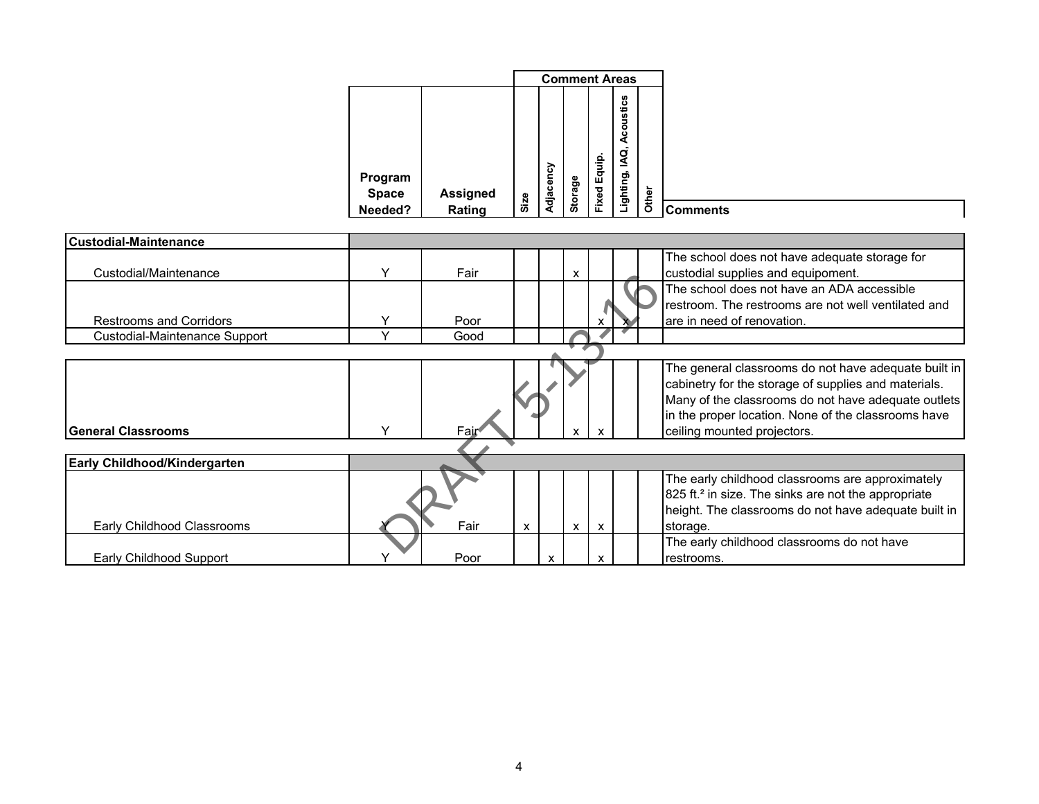| | Program Space Needed? | Assigned Rating | Comment Areas: Size | Adjacency | Storage | Fixed Equip. | Lighting, IAQ, Acoustics | Other | Comments |
|---|---|---|---|---|---|---|---|---|---|
| **Custodial-Maintenance** | | | | | | | | | |
| Custodial/Maintenance | Y | Fair | | | x | | | | The school does not have adequate storage for custodial supplies and equipoment. |
| Restrooms and Corridors | Y | Poor | | | | x | x | | The school does not have an ADA accessible restroom. The restrooms are not well ventilated and are in need of renovation. |
| Custodial-Maintenance Support | Y | Good | | | | | | | |
| **General Classrooms** | Y | Fair | | | x | x | | | The general classrooms do not have adequate built in cabinetry for the storage of supplies and materials. Many of the classrooms do not have adequate outlets in the proper location. None of the classrooms have ceiling mounted projectors. |
| **Early Childhood/Kindergarten** | | | | | | | | | |
| Early Childhood Classrooms | Y | Fair | x | | x | x | | | The early childhood classrooms are approximately 825 ft.² in size. The sinks are not the appropriate height. The classrooms do not have adequate built in storage. |
| Early Childhood Support | Y | Poor | | x | | x | | | The early childhood classrooms do not have restrooms. |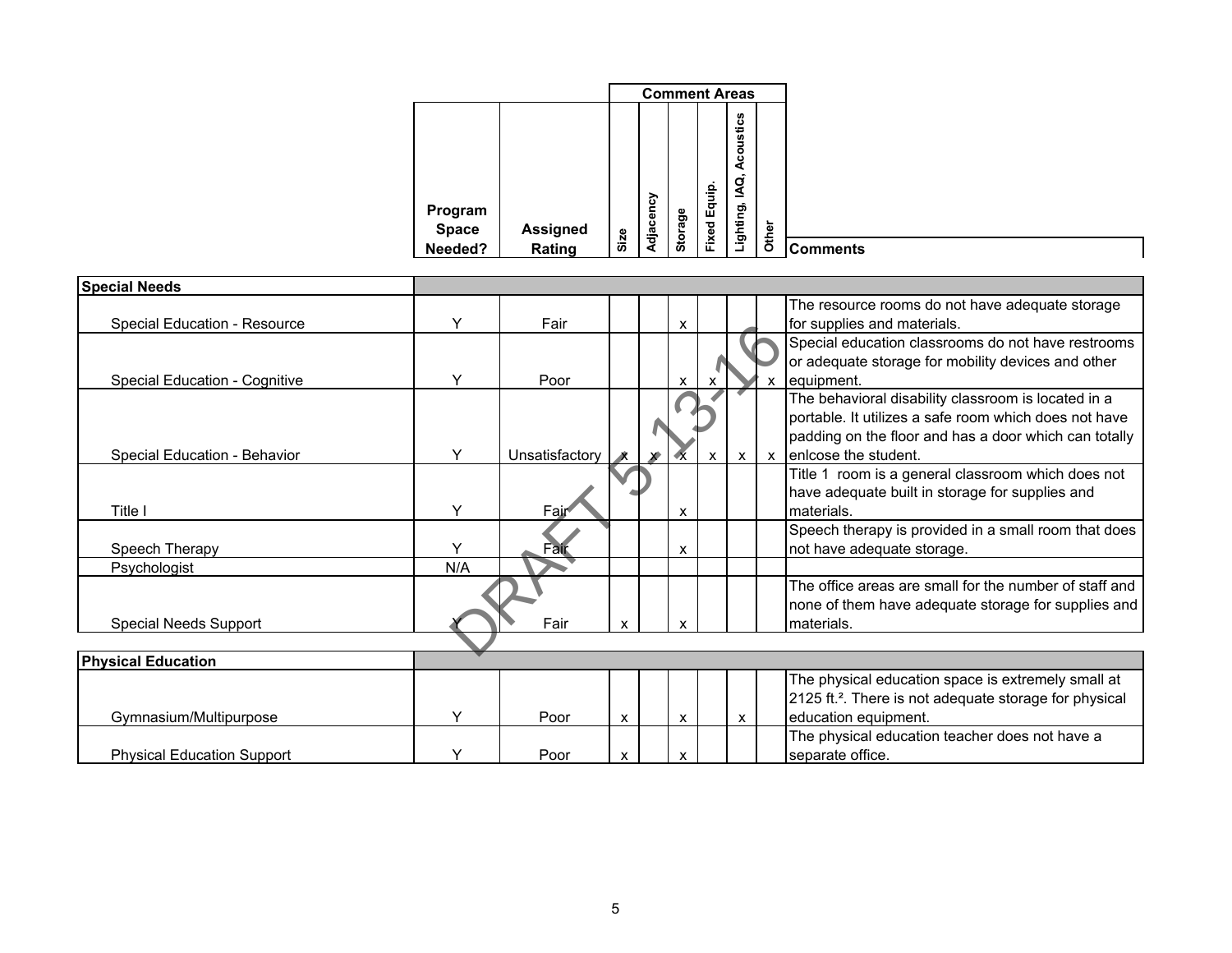| | Program Space Needed? | Assigned Rating | Comment Areas: Size | Adjacency | Storage | Fixed Equip. | Lighting, IAQ, Acoustics | Other | Comments |
|---|---|---|---|---|---|---|---|---|---|
| **Special Needs** | | | | | | | | | |
| Special Education - Resource | Y | Fair | | | x | | | | The resource rooms do not have adequate storage for supplies and materials. |
| Special Education - Cognitive | Y | Poor | | | x | x | | x | Special education classrooms do not have restrooms or adequate storage for mobility devices and other equipment. |
| Special Education - Behavior | Y | Unsatisfactory | x | x | x | x | x | x | The behavioral disability classroom is located in a portable. It utilizes a safe room which does not have padding on the floor and has a door which can totally enlcose the student. |
| Title I | Y | Fair | | | x | | | | Title 1 room is a general classroom which does not have adequate built in storage for supplies and materials. |
| Speech Therapy | Y | Fair | | | x | | | | Speech therapy is provided in a small room that does not have adequate storage. |
| Psychologist | N/A | | | | | | | | |
| Special Needs Support | Y | Fair | x | | x | | | | The office areas are small for the number of staff and none of them have adequate storage for supplies and materials. |
| **Physical Education** | | | | | | | | | |
| Gymnasium/Multipurpose | Y | Poor | x | | x | | x | | The physical education space is extremely small at 2125 ft.². There is not adequate storage for physical education equipment. |
| Physical Education Support | Y | Poor | x | | x | | | | The physical education teacher does not have a separate office. |

DRAFT 5-13-16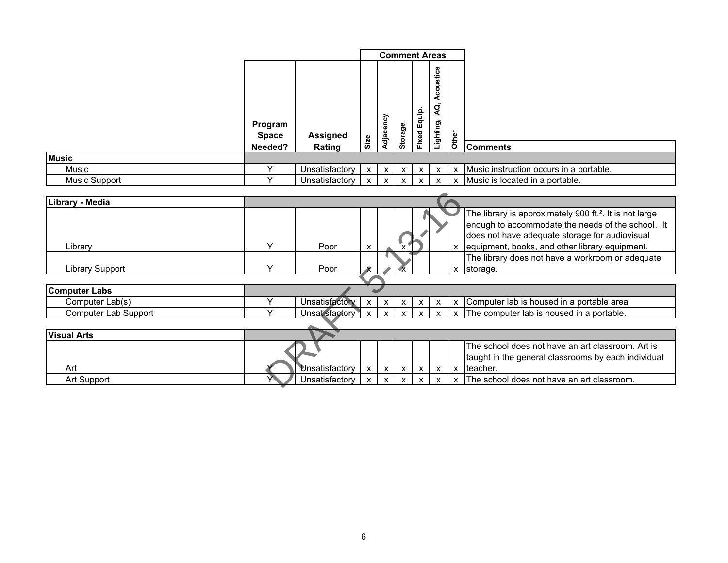| | Program Space Needed? | Assigned Rating | Comment Areas: Size | Adjacency | Storage | Fixed Equip. | Lighting, IAQ, Acoustics | Other | Comments |
|---|---|---|---|---|---|---|---|---|---|
| **Music** | | | | | | | | | |
| Music | Y | Unsatisfactory | x | x | x | x | x | x | Music instruction occurs in a portable. |
| Music Support | Y | Unsatisfactory | x | x | x | x | x | x | Music is located in a portable. |
| **Library - Media** | | | | | | | | | |
| Library | Y | Poor | x | | x | | | x | The library is approximately 900 ft.². It is not large enough to accommodate the needs of the school. It does not have adequate storage for audiovisual equipment, books, and other library equipment. |
| Library Support | Y | Poor | x | | x | | | x | The library does not have a workroom or adequate storage. |
| **Computer Labs** | | | | | | | | | |
| Computer Lab(s) | Y | Unsatisfactory | x | x | x | x | x | x | Computer lab is housed in a portable area |
| Computer Lab Support | Y | Unsatisfactory | x | x | x | x | x | x | The computer lab is housed in a portable. |
| **Visual Arts** | | | | | | | | | |
| Art | Y | Unsatisfactory | x | x | x | x | x | x | The school does not have an art classroom. Art is taught in the general classrooms by each individual teacher. |
| Art Support | Y | Unsatisfactory | x | x | x | x | x | x | The school does not have an art classroom. |

DRAFT 5-13-16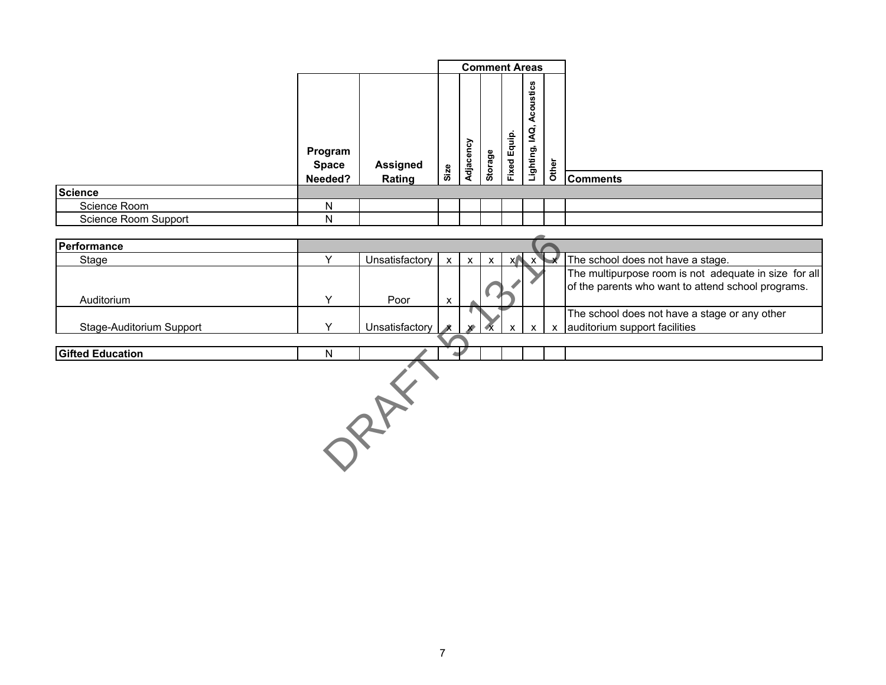| | Program Space Needed? | Assigned Rating | Comment Areas | | | | | | Comments |
|---|---|---|---|---|---|---|---|---|---|
| | | | Size | Adjacency | Storage | Fixed Equip. | Lighting, IAQ, Acoustics | Other | |
| **Science** | | | | | | | | | |
| Science Room | N | | | | | | | | |
| Science Room Support | N | | | | | | | | |
| **Performance** | | | | | | | | | |
| Stage | Y | Unsatisfactory | x | x | x | x | x | x | The school does not have a stage. |
| Auditorium | Y | Poor | x | | | | | | The multipurpose room is not adequate in size for all of the parents who want to attend school programs. |
| Stage-Auditorium Support | Y | Unsatisfactory | x | x | x | x | x | x | The school does not have a stage or any other auditorium support facilities |
| **Gifted Education** | N | | | | | | | | |

DRAFT 5-13-16